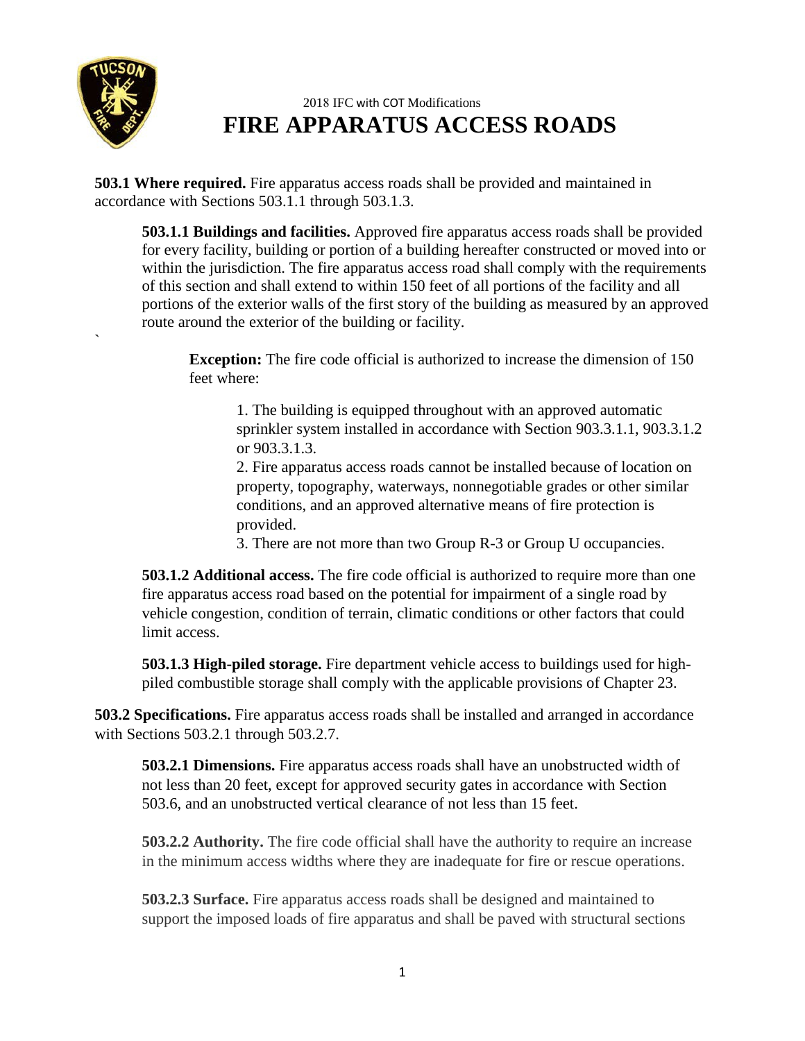2018 IFC with COT Modifications

# FIRE APPARATUS ACCESS ROADS

**503.1 Where required.** Fire apparatus access roads shall be provided and maintained in accordance with Sections 503.1.1 through 503.1.3.

**503.1.1 Buildings and facilities.** Approved fire apparatus access roads shall be provided for every facility, building or portion of a building hereafter constructed or moved into or within the jurisdiction. The fire apparatus access road shall comply with the requirements of this section and shall extend to within 150 feet of all portions of the facility and all portions of the exterior walls of the first story of the building as measured by an approved route around the exterior of the building or facility.

**Exception:** The fire code official is authorized to increase the dimension of 150 feet where:

1. The building is equipped throughout with an approved automatic sprinkler system installed in accordance with Section 903.3.1.1, 903.3.1.2 or 903.3.1.3.
2. Fire apparatus access roads cannot be installed because of location on property, topography, waterways, nonnegotiable grades or other similar conditions, and an approved alternative means of fire protection is provided.
3. There are not more than two Group R-3 or Group U occupancies.

**503.1.2 Additional access.** The fire code official is authorized to require more than one fire apparatus access road based on the potential for impairment of a single road by vehicle congestion, condition of terrain, climatic conditions or other factors that could limit access.

**503.1.3 High-piled storage.** Fire department vehicle access to buildings used for high-piled combustible storage shall comply with the applicable provisions of Chapter 23.

**503.2 Specifications.** Fire apparatus access roads shall be installed and arranged in accordance with Sections 503.2.1 through 503.2.7.

**503.2.1 Dimensions.** Fire apparatus access roads shall have an unobstructed width of not less than 20 feet, except for approved security gates in accordance with Section 503.6, and an unobstructed vertical clearance of not less than 15 feet.

**503.2.2 Authority.** The fire code official shall have the authority to require an increase in the minimum access widths where they are inadequate for fire or rescue operations.

**503.2.3 Surface.** Fire apparatus access roads shall be designed and maintained to support the imposed loads of fire apparatus and shall be paved with structural sections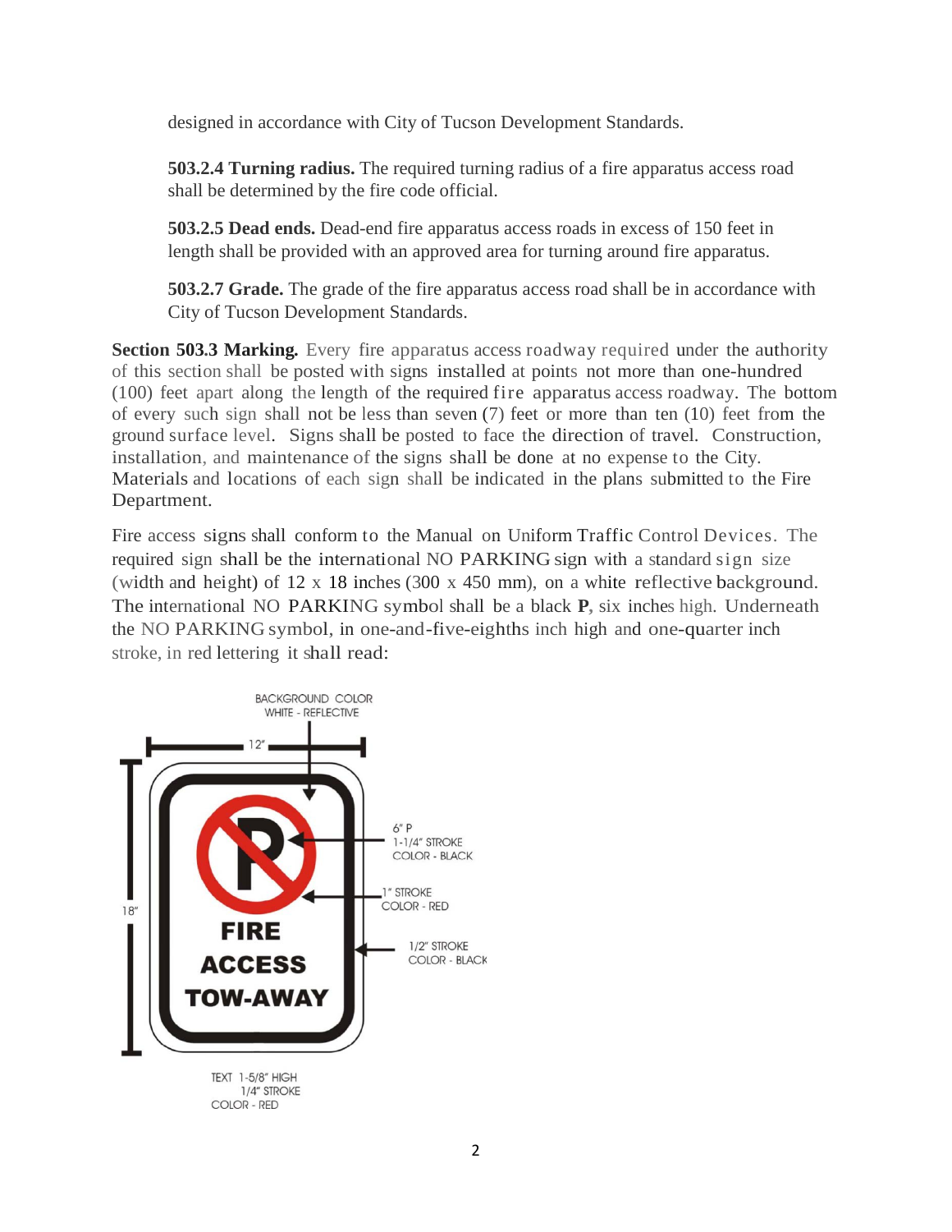designed in accordance with City of Tucson Development Standards.

**503.2.4 Turning radius.** The required turning radius of a fire apparatus access road shall be determined by the fire code official.

**503.2.5 Dead ends.** Dead-end fire apparatus access roads in excess of 150 feet in length shall be provided with an approved area for turning around fire apparatus.

**503.2.7 Grade.** The grade of the fire apparatus access road shall be in accordance with City of Tucson Development Standards.

**Section 503.3 Marking.** Every fire apparatus access roadway required under the authority of this section shall be posted with signs installed at points not more than one-hundred (100) feet apart along the length of the required fire apparatus access roadway. The bottom of every such sign shall not be less than seven (7) feet or more than ten (10) feet from the ground surface level. Signs shall be posted to face the direction of travel. Construction, installation, and maintenance of the signs shall be done at no expense to the City. Materials and locations of each sign shall be indicated in the plans submitted to the Fire Department.

Fire access signs shall conform to the Manual on Uniform Traffic Control Devices. The required sign shall be the international NO PARKING sign with a standard sign size (width and height) of 12 x 18 inches (300 x 450 mm), on a white reflective background. The international NO PARKING symbol shall be a black **P**, six inches high. Underneath the NO PARKING symbol, in one-and-five-eighths inch high and one-quarter inch stroke, in red lettering it shall read:

BACKGROUND COLOR
WHITE - REFLECTIVE

12"

18"

6" P
1-1/4" STROKE
COLOR - BLACK

1" STROKE
COLOR - RED

1/2" STROKE
COLOR - BLACK

**FIRE**
**ACCESS**
**TOW-AWAY**

TEXT 1-5/8" HIGH
1/4" STROKE
COLOR - RED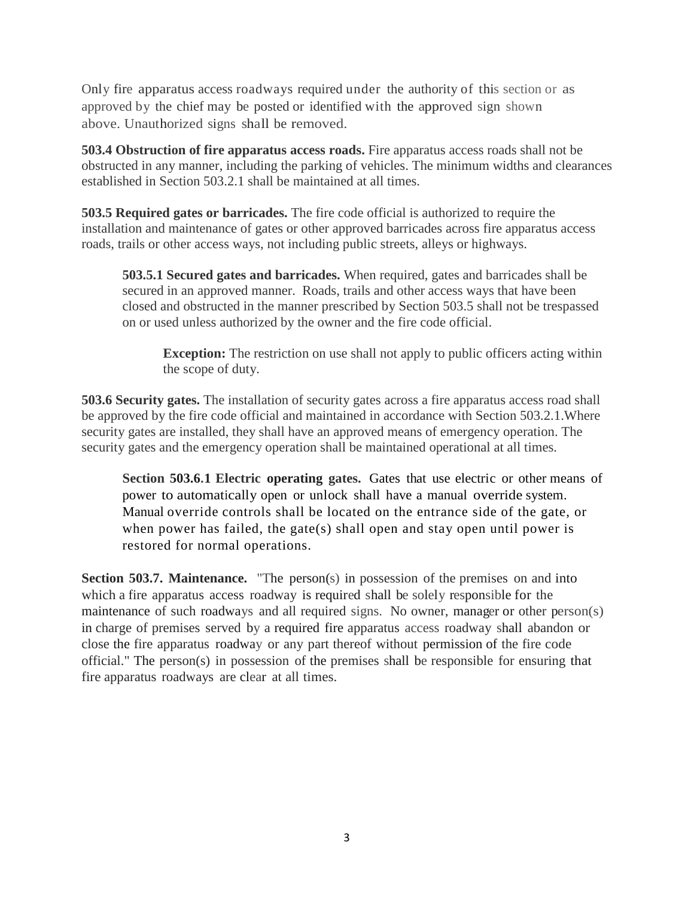Only fire apparatus access roadways required under the authority of this section or as approved by the chief may be posted or identified with the approved sign shown above. Unauthorized signs shall be removed.

**503.4 Obstruction of fire apparatus access roads.** Fire apparatus access roads shall not be obstructed in any manner, including the parking of vehicles. The minimum widths and clearances established in Section 503.2.1 shall be maintained at all times.

**503.5 Required gates or barricades.** The fire code official is authorized to require the installation and maintenance of gates or other approved barricades across fire apparatus access roads, trails or other access ways, not including public streets, alleys or highways.

> **503.5.1 Secured gates and barricades.** When required, gates and barricades shall be secured in an approved manner. Roads, trails and other access ways that have been closed and obstructed in the manner prescribed by Section 503.5 shall not be trespassed on or used unless authorized by the owner and the fire code official.
>
> > **Exception:** The restriction on use shall not apply to public officers acting within the scope of duty.

**503.6 Security gates.** The installation of security gates across a fire apparatus access road shall be approved by the fire code official and maintained in accordance with Section 503.2.1.Where security gates are installed, they shall have an approved means of emergency operation. The security gates and the emergency operation shall be maintained operational at all times.

> **Section 503.6.1 Electric operating gates.** Gates that use electric or other means of power to automatically open or unlock shall have a manual override system. Manual override controls shall be located on the entrance side of the gate, or when power has failed, the gate(s) shall open and stay open until power is restored for normal operations.

**Section 503.7. Maintenance.** "The person(s) in possession of the premises on and into which a fire apparatus access roadway is required shall be solely responsible for the maintenance of such roadways and all required signs. No owner, manager or other person(s) in charge of premises served by a required fire apparatus access roadway shall abandon or close the fire apparatus roadway or any part thereof without permission of the fire code official." The person(s) in possession of the premises shall be responsible for ensuring that fire apparatus roadways are clear at all times.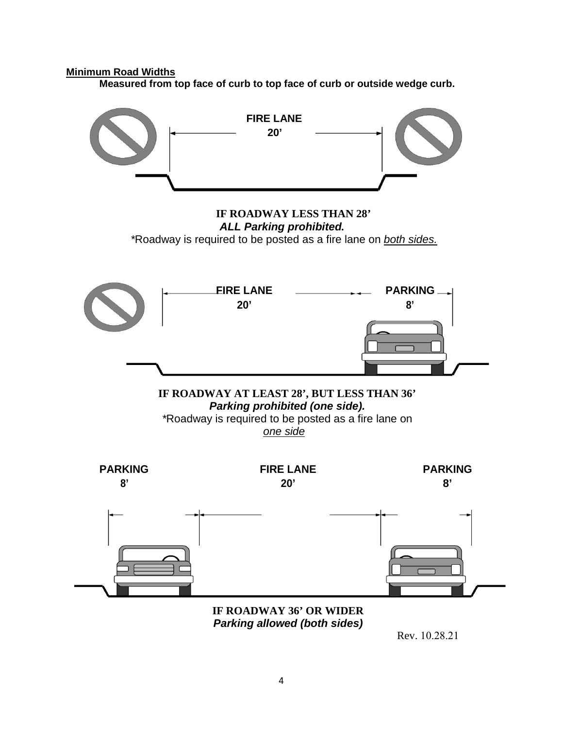**Minimum Road Widths**

**Measured from top face of curb to top face of curb or outside wedge curb.**

**FIRE LANE**
**20’**

**IF ROADWAY LESS THAN 28’**

***ALL Parking prohibited.***

*Roadway is required to be posted as a fire lane on *both sides.*

**FIRE LANE**
**20’**

**PARKING**
**8’**

**IF ROADWAY AT LEAST 28’, BUT LESS THAN 36’**

***Parking prohibited (one side).***

*Roadway is required to be posted as a fire lane on *one side*

**PARKING**
**8’**

**FIRE LANE**
**20’**

**PARKING**
**8’**

**IF ROADWAY 36’ OR WIDER**

***Parking allowed (both sides)***

Rev. 10.28.21